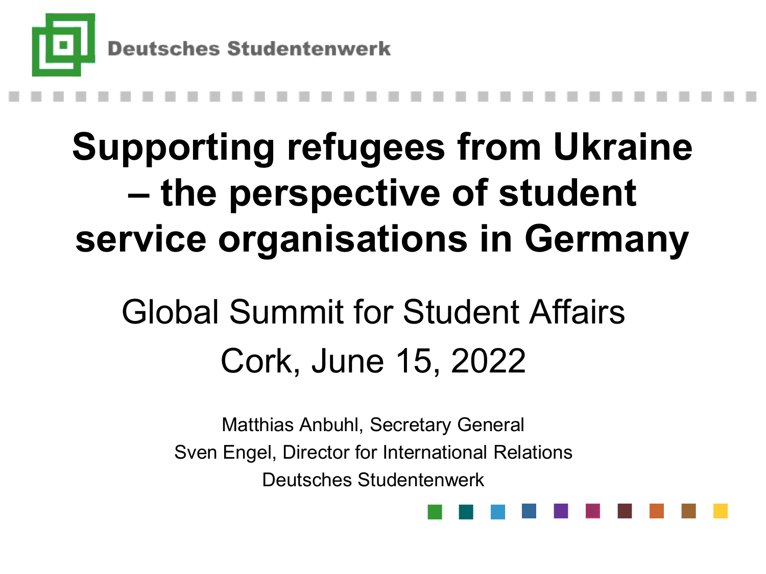Deutsches Studentenwerk

# Supporting refugees from Ukraine – the perspective of student service organisations in Germany

## Global Summit for Student Affairs

## Cork, June 15, 2022

Matthias Anbuhl, Secretary General

Sven Engel, Director for International Relations

Deutsches Studentenwerk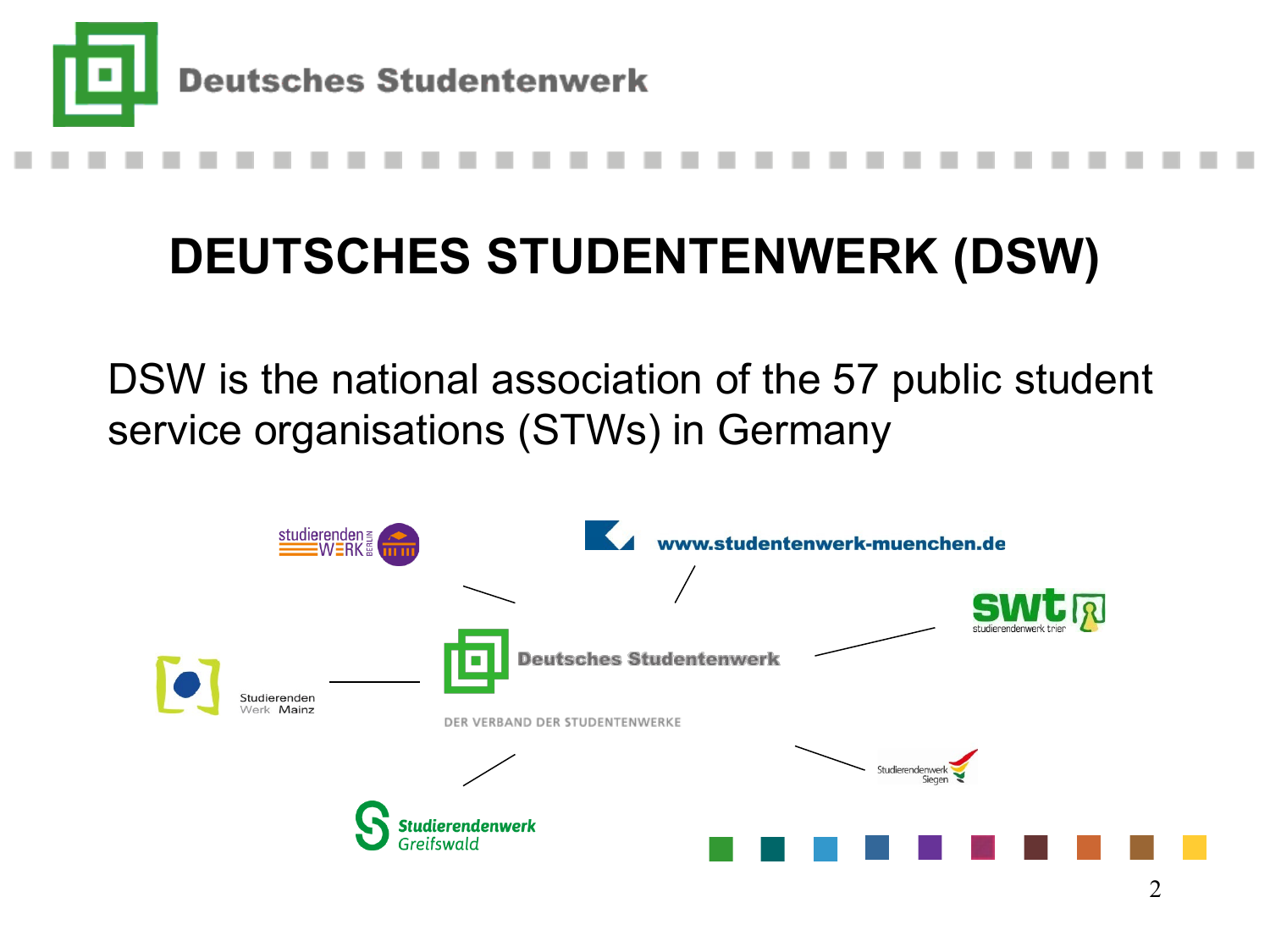# DEUTSCHES STUDENTENWERK (DSW)

DSW is the national association of the 57 public student service organisations (STWs) in Germany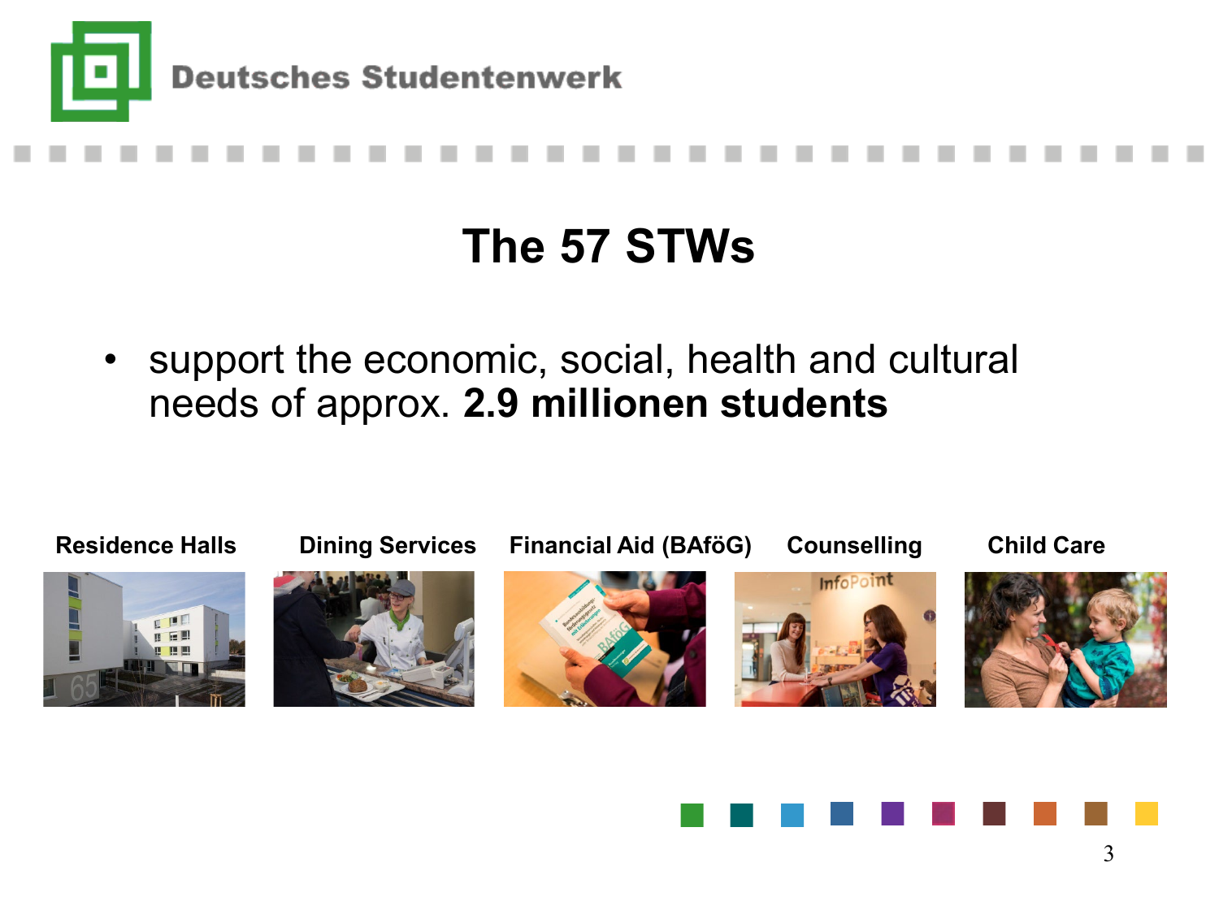Deutsches Studentenwerk

# The 57 STWs

- support the economic, social, health and cultural needs of approx. **2.9 millionen students**

**Residence Halls** **Dining Services** **Financial Aid (BAföG)** **Counselling** **Child Care**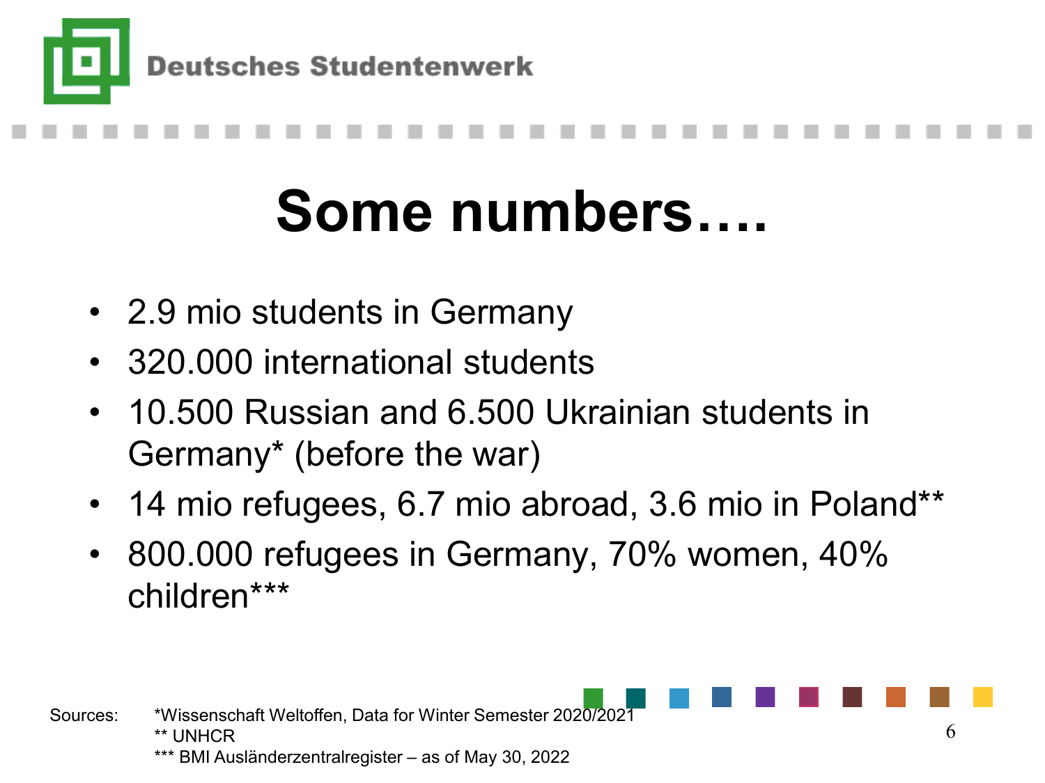# Some numbers….

- 2.9 mio students in Germany
- 320.000 international students
- 10.500 Russian and 6.500 Ukrainian students in Germany* (before the war)
- 14 mio refugees, 6.7 mio abroad, 3.6 mio in Poland**
- 800.000 refugees in Germany, 70% women, 40% children***

Sources: *Wissenschaft Weltoffen, Data for Winter Semester 2020/2021
** UNHCR
*** BMI Ausländerzentralregister – as of May 30, 2022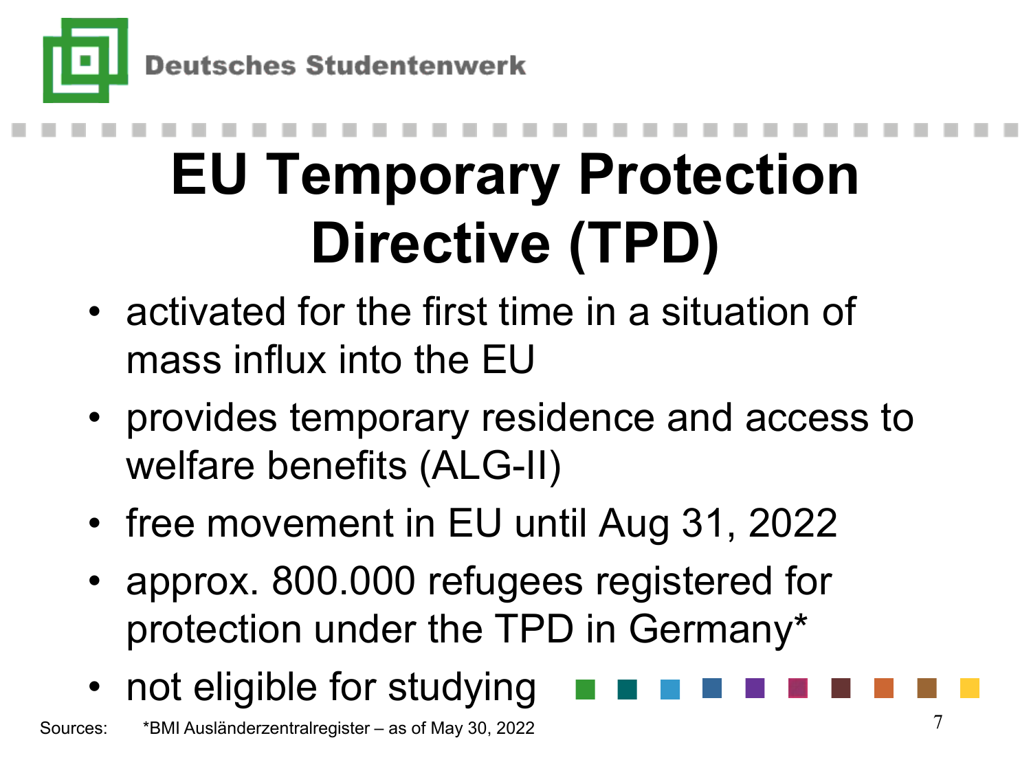# EU Temporary Protection Directive (TPD)

- activated for the first time in a situation of mass influx into the EU
- provides temporary residence and access to welfare benefits (ALG-II)
- free movement in EU until Aug 31, 2022
- approx. 800.000 refugees registered for protection under the TPD in Germany*
- not eligible for studying

Sources: *BMI Ausländerzentralregister – as of May 30, 2022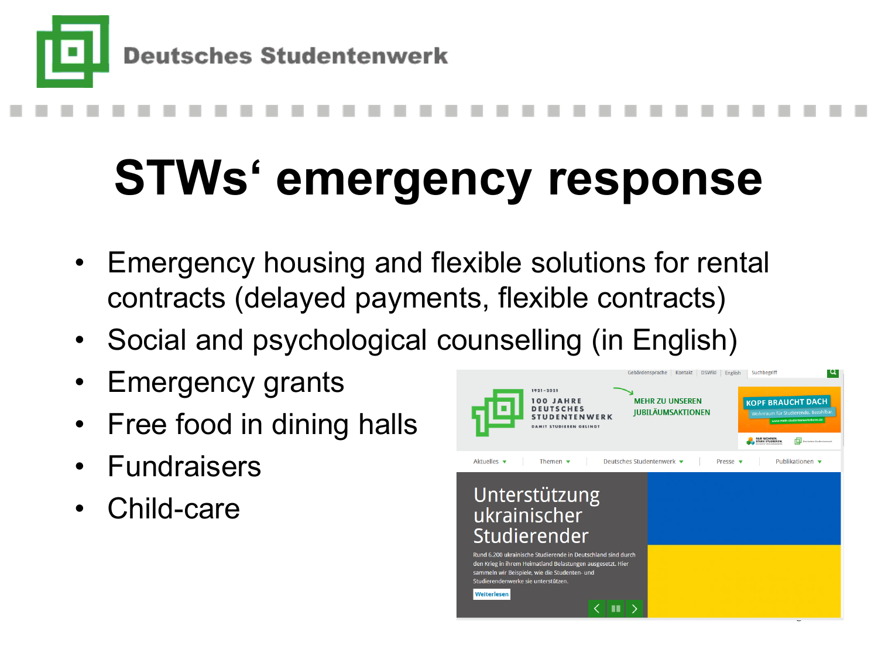# STWs‘ emergency response

- Emergency housing and flexible solutions for rental contracts (delayed payments, flexible contracts)
- Social and psychological counselling (in English)
- Emergency grants
- Free food in dining halls
- Fundraisers
- Child-care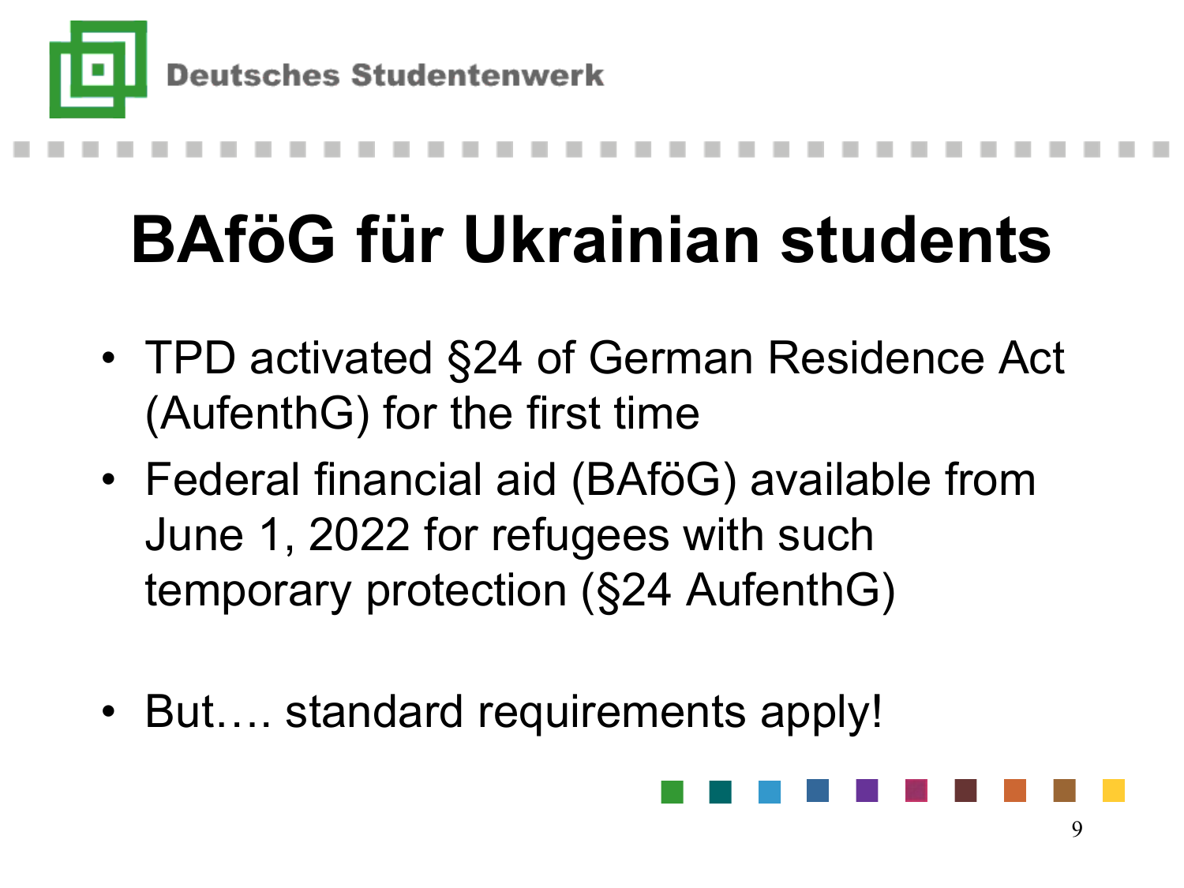# BAföG für Ukrainian students

- TPD activated §24 of German Residence Act (AufenthG) for the first time
- Federal financial aid (BAföG) available from June 1, 2022 for refugees with such temporary protection (§24 AufenthG)

- But…. standard requirements apply!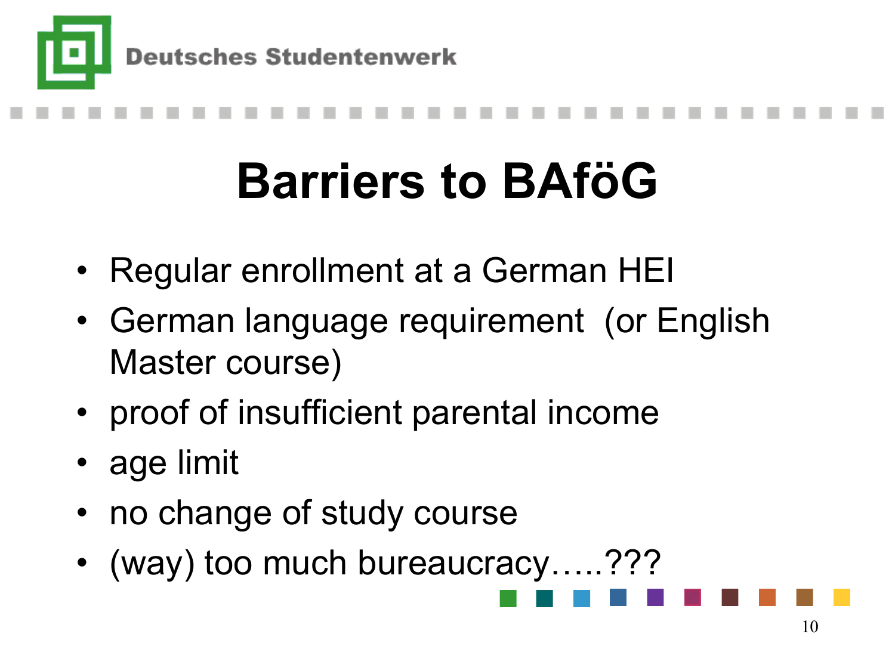Deutsches Studentenwerk

# Barriers to BAföG

- Regular enrollment at a German HEI
- German language requirement (or English Master course)
- proof of insufficient parental income
- age limit
- no change of study course
- (way) too much bureaucracy…..???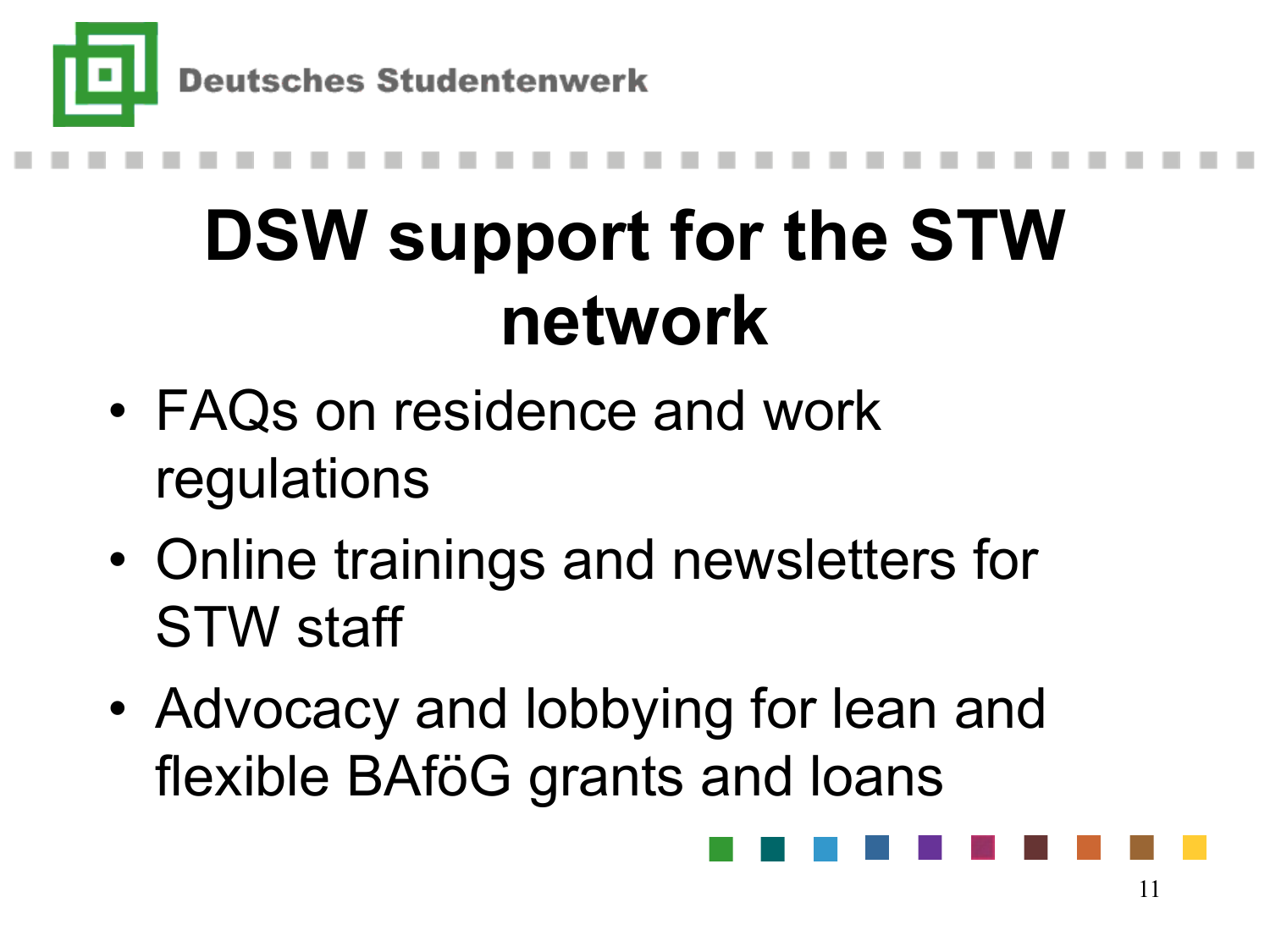Deutsches Studentenwerk

# DSW support for the STW network

- FAQs on residence and work regulations
- Online trainings and newsletters for STW staff
- Advocacy and lobbying for lean and flexible BAföG grants and loans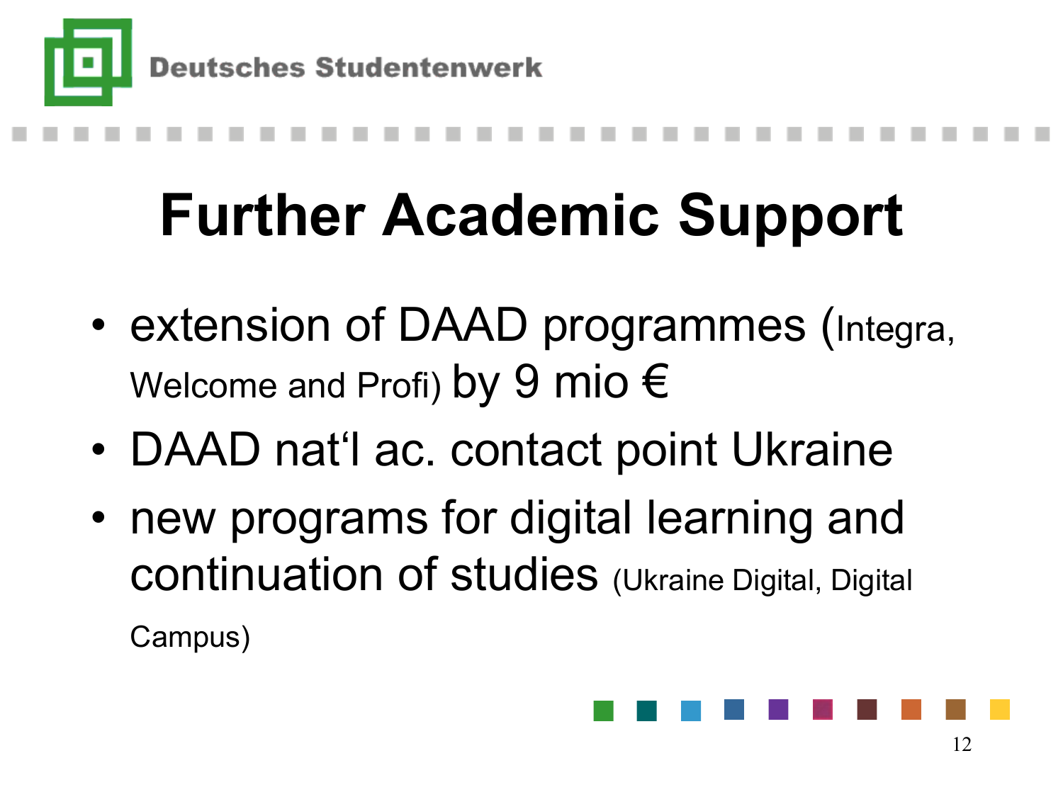# Further Academic Support

- extension of DAAD programmes (Integra, Welcome and Profi) by 9 mio €
- DAAD nat‘l ac. contact point Ukraine
- new programs for digital learning and continuation of studies (Ukraine Digital, Digital Campus)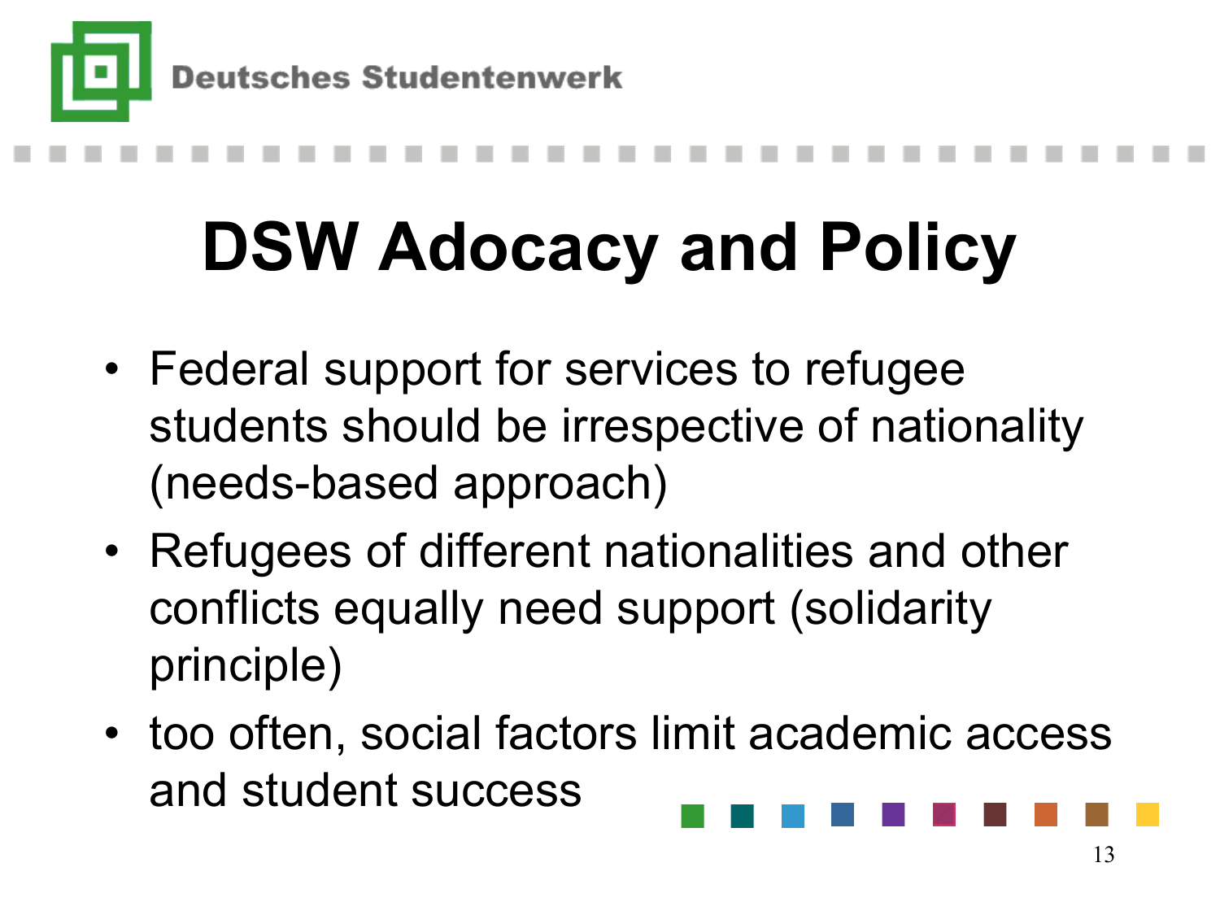Deutsches Studentenwerk

# DSW Adocacy and Policy

- Federal support for services to refugee students should be irrespective of nationality (needs-based approach)
- Refugees of different nationalities and other conflicts equally need support (solidarity principle)
- too often, social factors limit academic access and student success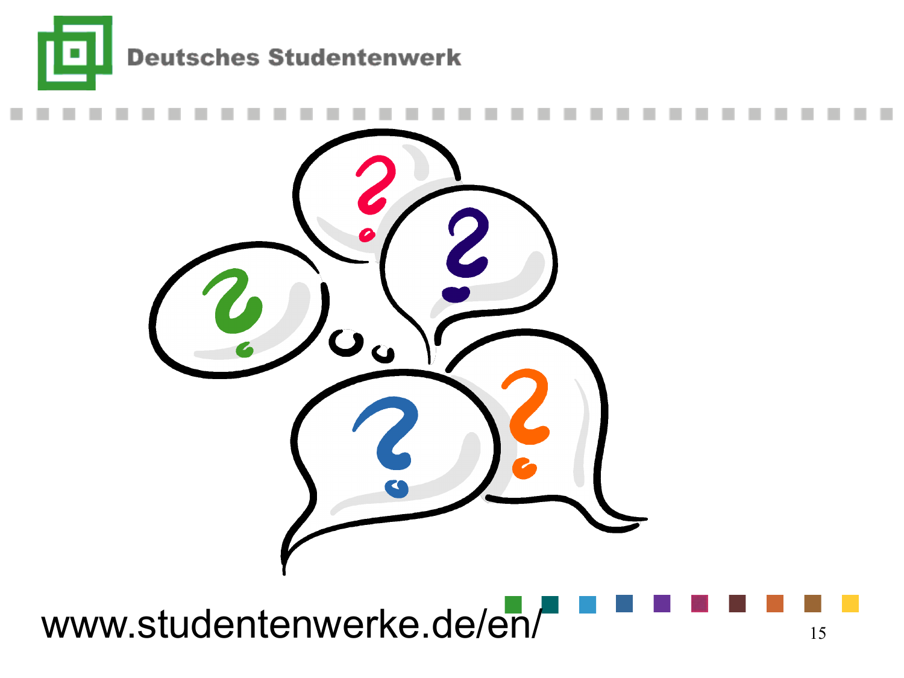www.studentenwerke.de/en/